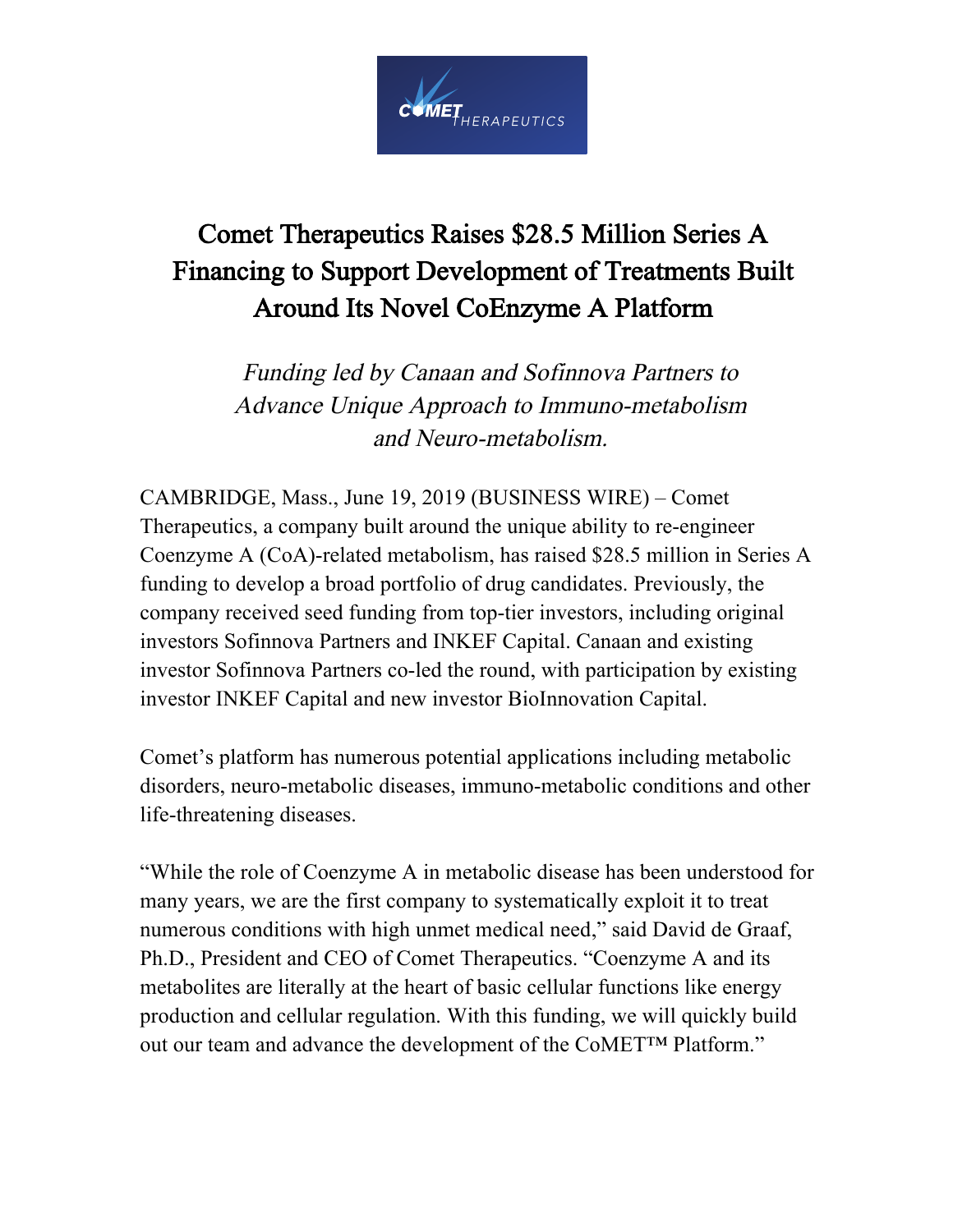# Comet Therapeutics Raises $28.5 Million Series A Financing to Support Development of Treatments Built Around Its Novel CoEnzyme A Platform

*Funding led by Canaan and Sofinnova Partners to Advance Unique Approach to Immuno-metabolism and Neuro-metabolism.*

CAMBRIDGE, Mass., June 19, 2019 (BUSINESS WIRE) – Comet Therapeutics, a company built around the unique ability to re-engineer Coenzyme A (CoA)-related metabolism, has raised $28.5 million in Series A funding to develop a broad portfolio of drug candidates. Previously, the company received seed funding from top-tier investors, including original investors Sofinnova Partners and INKEF Capital. Canaan and existing investor Sofinnova Partners co-led the round, with participation by existing investor INKEF Capital and new investor BioInnovation Capital.

Comet's platform has numerous potential applications including metabolic disorders, neuro-metabolic diseases, immuno-metabolic conditions and other life-threatening diseases.

"While the role of Coenzyme A in metabolic disease has been understood for many years, we are the first company to systematically exploit it to treat numerous conditions with high unmet medical need," said David de Graaf, Ph.D., President and CEO of Comet Therapeutics. "Coenzyme A and its metabolites are literally at the heart of basic cellular functions like energy production and cellular regulation. With this funding, we will quickly build out our team and advance the development of the CoMET™ Platform."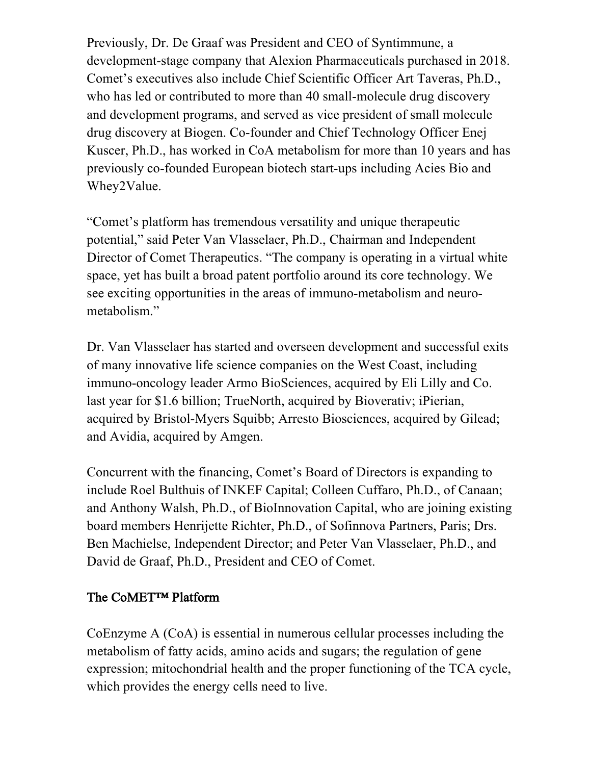Previously, Dr. De Graaf was President and CEO of Syntimmune, a development-stage company that Alexion Pharmaceuticals purchased in 2018. Comet's executives also include Chief Scientific Officer Art Taveras, Ph.D., who has led or contributed to more than 40 small-molecule drug discovery and development programs, and served as vice president of small molecule drug discovery at Biogen. Co-founder and Chief Technology Officer Enej Kuscer, Ph.D., has worked in CoA metabolism for more than 10 years and has previously co-founded European biotech start-ups including Acies Bio and Whey2Value.

"Comet's platform has tremendous versatility and unique therapeutic potential," said Peter Van Vlasselaer, Ph.D., Chairman and Independent Director of Comet Therapeutics. "The company is operating in a virtual white space, yet has built a broad patent portfolio around its core technology. We see exciting opportunities in the areas of immuno-metabolism and neuro-metabolism."

Dr. Van Vlasselaer has started and overseen development and successful exits of many innovative life science companies on the West Coast, including immuno-oncology leader Armo BioSciences, acquired by Eli Lilly and Co. last year for $1.6 billion; TrueNorth, acquired by Bioverativ; iPierian, acquired by Bristol-Myers Squibb; Arresto Biosciences, acquired by Gilead; and Avidia, acquired by Amgen.

Concurrent with the financing, Comet's Board of Directors is expanding to include Roel Bulthuis of INKEF Capital; Colleen Cuffaro, Ph.D., of Canaan; and Anthony Walsh, Ph.D., of BioInnovation Capital, who are joining existing board members Henrijette Richter, Ph.D., of Sofinnova Partners, Paris; Drs. Ben Machielse, Independent Director; and Peter Van Vlasselaer, Ph.D., and David de Graaf, Ph.D., President and CEO of Comet.

## The CoMET™ Platform

CoEnzyme A (CoA) is essential in numerous cellular processes including the metabolism of fatty acids, amino acids and sugars; the regulation of gene expression; mitochondrial health and the proper functioning of the TCA cycle, which provides the energy cells need to live.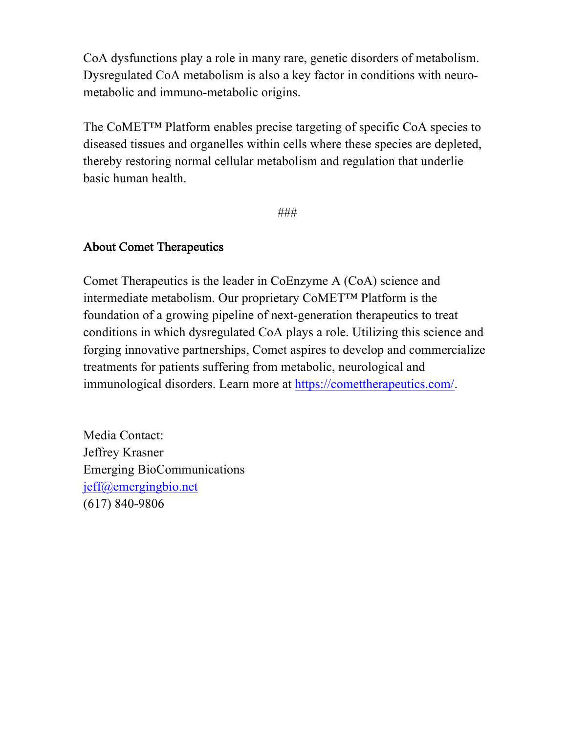CoA dysfunctions play a role in many rare, genetic disorders of metabolism. Dysregulated CoA metabolism is also a key factor in conditions with neuro-metabolic and immuno-metabolic origins.

The CoMET™ Platform enables precise targeting of specific CoA species to diseased tissues and organelles within cells where these species are depleted, thereby restoring normal cellular metabolism and regulation that underlie basic human health.

###

## About Comet Therapeutics

Comet Therapeutics is the leader in CoEnzyme A (CoA) science and intermediate metabolism. Our proprietary CoMET™ Platform is the foundation of a growing pipeline of next-generation therapeutics to treat conditions in which dysregulated CoA plays a role. Utilizing this science and forging innovative partnerships, Comet aspires to develop and commercialize treatments for patients suffering from metabolic, neurological and immunological disorders. Learn more at https://comettherapeutics.com/.

Media Contact:
Jeffrey Krasner
Emerging BioCommunications
jeff@emergingbio.net
(617) 840-9806